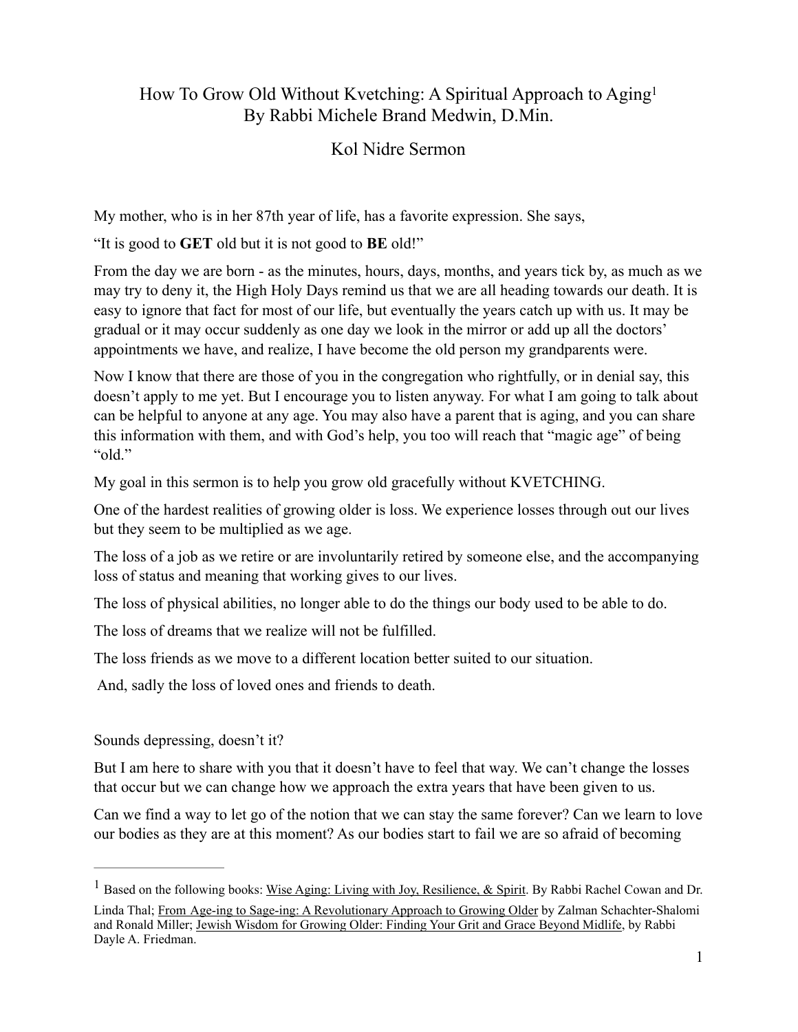# How To Grow Old Without Kvetching: A Spiritual Approach to Aging[1]

## By Rabbi Michele Brand Medwin, D.Min.

## Kol Nidre Sermon

My mother, who is in her 87th year of life, has a favorite expression. She says,

"It is good to **GET** old but it is not good to **BE** old!"

From the day we are born - as the minutes, hours, days, months, and years tick by, as much as we may try to deny it, the High Holy Days remind us that we are all heading towards our death. It is easy to ignore that fact for most of our life, but eventually the years catch up with us. It may be gradual or it may occur suddenly as one day we look in the mirror or add up all the doctors' appointments we have, and realize, I have become the old person my grandparents were.

Now I know that there are those of you in the congregation who rightfully, or in denial say, this doesn't apply to me yet. But I encourage you to listen anyway. For what I am going to talk about can be helpful to anyone at any age. You may also have a parent that is aging, and you can share this information with them, and with God's help, you too will reach that "magic age" of being "old."

My goal in this sermon is to help you grow old gracefully without KVETCHING.

One of the hardest realities of growing older is loss. We experience losses through out our lives but they seem to be multiplied as we age.

The loss of a job as we retire or are involuntarily retired by someone else, and the accompanying loss of status and meaning that working gives to our lives.

The loss of physical abilities, no longer able to do the things our body used to be able to do.

The loss of dreams that we realize will not be fulfilled.

The loss friends as we move to a different location better suited to our situation.

And, sadly the loss of loved ones and friends to death.

Sounds depressing, doesn't it?

But I am here to share with you that it doesn't have to feel that way. We can't change the losses that occur but we can change how we approach the extra years that have been given to us.

Can we find a way to let go of the notion that we can stay the same forever? Can we learn to love our bodies as they are at this moment? As our bodies start to fail we are so afraid of becoming

---

[1] Based on the following books: <u>Wise Aging: Living with Joy, Resilience, & Spirit</u>. By Rabbi Rachel Cowan and Dr. Linda Thal; <u>From Age-ing to Sage-ing: A Revolutionary Approach to Growing Older</u> by Zalman Schachter-Shalomi and Ronald Miller; <u>Jewish Wisdom for Growing Older: Finding Your Grit and Grace Beyond Midlife</u>, by Rabbi Dayle A. Friedman.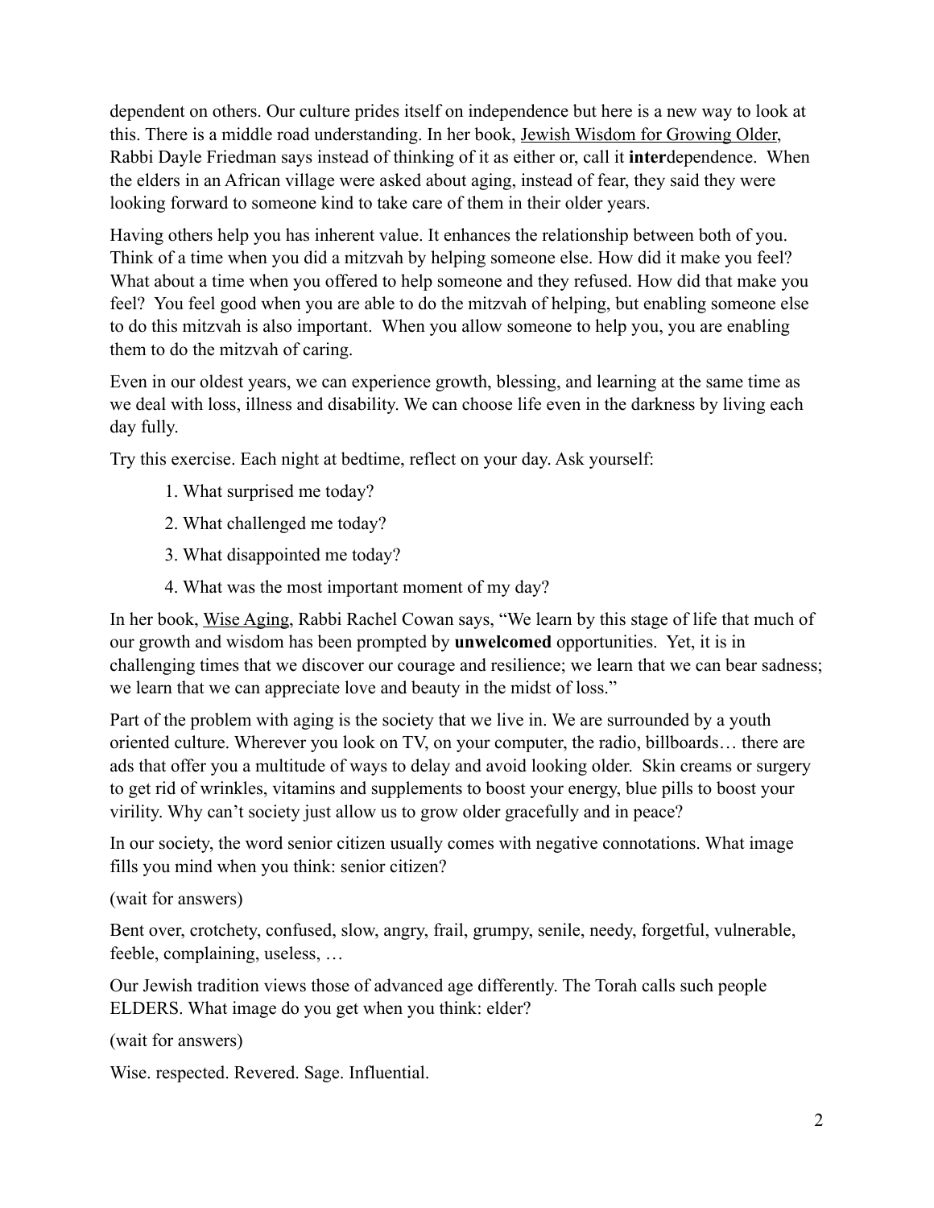dependent on others. Our culture prides itself on independence but here is a new way to look at this. There is a middle road understanding. In her book, Jewish Wisdom for Growing Older, Rabbi Dayle Friedman says instead of thinking of it as either or, call it **inter**dependence. When the elders in an African village were asked about aging, instead of fear, they said they were looking forward to someone kind to take care of them in their older years.

Having others help you has inherent value. It enhances the relationship between both of you. Think of a time when you did a mitzvah by helping someone else. How did it make you feel? What about a time when you offered to help someone and they refused. How did that make you feel? You feel good when you are able to do the mitzvah of helping, but enabling someone else to do this mitzvah is also important. When you allow someone to help you, you are enabling them to do the mitzvah of caring.

Even in our oldest years, we can experience growth, blessing, and learning at the same time as we deal with loss, illness and disability. We can choose life even in the darkness by living each day fully.

Try this exercise. Each night at bedtime, reflect on your day. Ask yourself:

1. What surprised me today?
2. What challenged me today?
3. What disappointed me today?
4. What was the most important moment of my day?

In her book, Wise Aging, Rabbi Rachel Cowan says, "We learn by this stage of life that much of our growth and wisdom has been prompted by **unwelcomed** opportunities. Yet, it is in challenging times that we discover our courage and resilience; we learn that we can bear sadness; we learn that we can appreciate love and beauty in the midst of loss."

Part of the problem with aging is the society that we live in. We are surrounded by a youth oriented culture. Wherever you look on TV, on your computer, the radio, billboards… there are ads that offer you a multitude of ways to delay and avoid looking older. Skin creams or surgery to get rid of wrinkles, vitamins and supplements to boost your energy, blue pills to boost your virility. Why can't society just allow us to grow older gracefully and in peace?

In our society, the word senior citizen usually comes with negative connotations. What image fills you mind when you think: senior citizen?

(wait for answers)

Bent over, crotchety, confused, slow, angry, frail, grumpy, senile, needy, forgetful, vulnerable, feeble, complaining, useless, …

Our Jewish tradition views those of advanced age differently. The Torah calls such people ELDERS. What image do you get when you think: elder?

(wait for answers)

Wise. respected. Revered. Sage. Influential.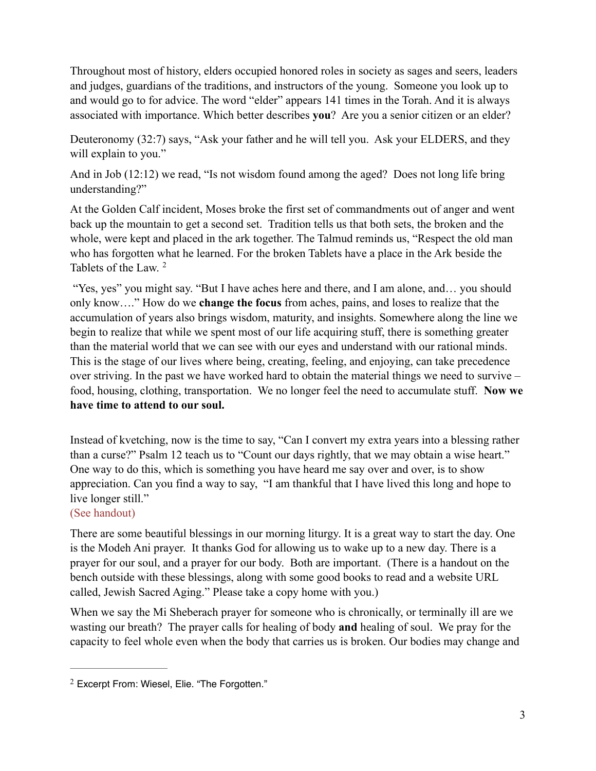Throughout most of history, elders occupied honored roles in society as sages and seers, leaders and judges, guardians of the traditions, and instructors of the young. Someone you look up to and would go to for advice. The word "elder" appears 141 times in the Torah. And it is always associated with importance. Which better describes **you**? Are you a senior citizen or an elder?

Deuteronomy (32:7) says, "Ask your father and he will tell you. Ask your ELDERS, and they will explain to you."

And in Job (12:12) we read, "Is not wisdom found among the aged? Does not long life bring understanding?"

At the Golden Calf incident, Moses broke the first set of commandments out of anger and went back up the mountain to get a second set. Tradition tells us that both sets, the broken and the whole, were kept and placed in the ark together. The Talmud reminds us, "Respect the old man who has forgotten what he learned. For the broken Tablets have a place in the Ark beside the Tablets of the Law. [2]

"Yes, yes" you might say. "But I have aches here and there, and I am alone, and… you should only know…." How do we **change the focus** from aches, pains, and loses to realize that the accumulation of years also brings wisdom, maturity, and insights. Somewhere along the line we begin to realize that while we spent most of our life acquiring stuff, there is something greater than the material world that we can see with our eyes and understand with our rational minds. This is the stage of our lives where being, creating, feeling, and enjoying, can take precedence over striving. In the past we have worked hard to obtain the material things we need to survive – food, housing, clothing, transportation. We no longer feel the need to accumulate stuff. **Now we have time to attend to our soul.**

Instead of kvetching, now is the time to say, "Can I convert my extra years into a blessing rather than a curse?" Psalm 12 teach us to "Count our days rightly, that we may obtain a wise heart." One way to do this, which is something you have heard me say over and over, is to show appreciation. Can you find a way to say, "I am thankful that I have lived this long and hope to live longer still."
(See handout)

There are some beautiful blessings in our morning liturgy. It is a great way to start the day. One is the Modeh Ani prayer. It thanks God for allowing us to wake up to a new day. There is a prayer for our soul, and a prayer for our body. Both are important. (There is a handout on the bench outside with these blessings, along with some good books to read and a website URL called, Jewish Sacred Aging." Please take a copy home with you.)

When we say the Mi Sheberach prayer for someone who is chronically, or terminally ill are we wasting our breath? The prayer calls for healing of body **and** healing of soul. We pray for the capacity to feel whole even when the body that carries us is broken. Our bodies may change and

---

[2] Excerpt From: Wiesel, Elie. "The Forgotten."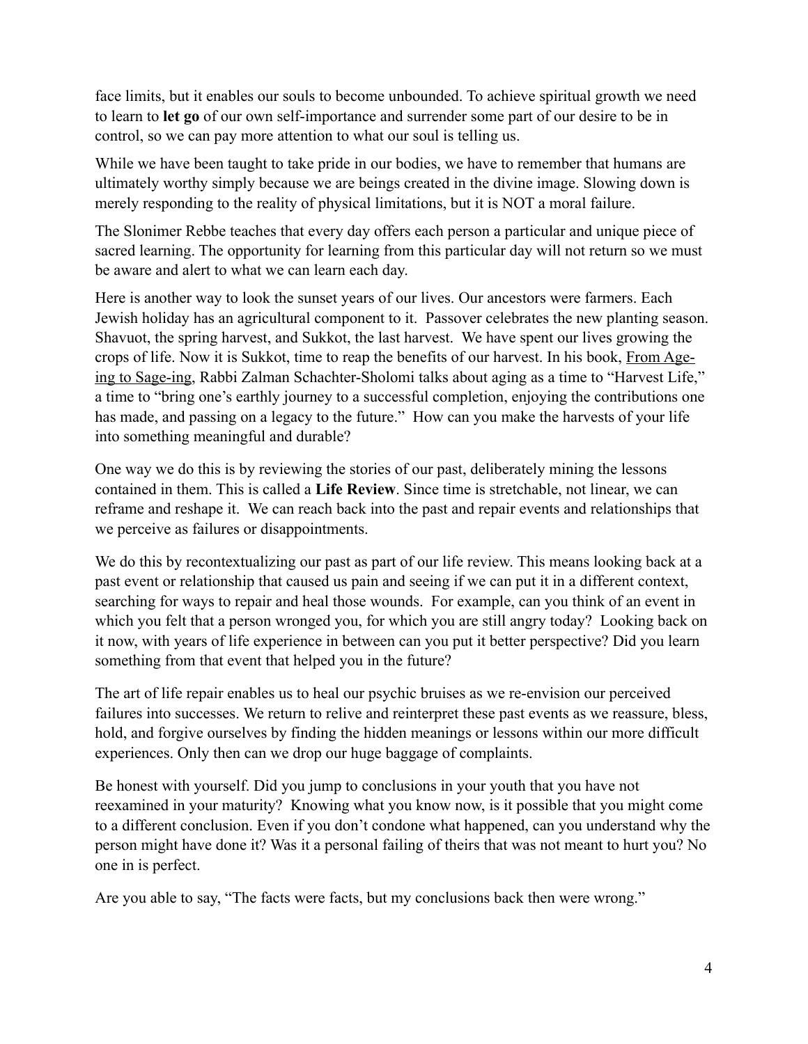face limits, but it enables our souls to become unbounded. To achieve spiritual growth we need to learn to **let go** of our own self-importance and surrender some part of our desire to be in control, so we can pay more attention to what our soul is telling us.

While we have been taught to take pride in our bodies, we have to remember that humans are ultimately worthy simply because we are beings created in the divine image. Slowing down is merely responding to the reality of physical limitations, but it is NOT a moral failure.

The Slonimer Rebbe teaches that every day offers each person a particular and unique piece of sacred learning. The opportunity for learning from this particular day will not return so we must be aware and alert to what we can learn each day.

Here is another way to look the sunset years of our lives. Our ancestors were farmers. Each Jewish holiday has an agricultural component to it. Passover celebrates the new planting season. Shavuot, the spring harvest, and Sukkot, the last harvest. We have spent our lives growing the crops of life. Now it is Sukkot, time to reap the benefits of our harvest. In his book, From Age-ing to Sage-ing, Rabbi Zalman Schachter-Sholomi talks about aging as a time to "Harvest Life," a time to "bring one's earthly journey to a successful completion, enjoying the contributions one has made, and passing on a legacy to the future." How can you make the harvests of your life into something meaningful and durable?

One way we do this is by reviewing the stories of our past, deliberately mining the lessons contained in them. This is called a **Life Review**. Since time is stretchable, not linear, we can reframe and reshape it. We can reach back into the past and repair events and relationships that we perceive as failures or disappointments.

We do this by recontextualizing our past as part of our life review. This means looking back at a past event or relationship that caused us pain and seeing if we can put it in a different context, searching for ways to repair and heal those wounds. For example, can you think of an event in which you felt that a person wronged you, for which you are still angry today? Looking back on it now, with years of life experience in between can you put it better perspective? Did you learn something from that event that helped you in the future?

The art of life repair enables us to heal our psychic bruises as we re-envision our perceived failures into successes. We return to relive and reinterpret these past events as we reassure, bless, hold, and forgive ourselves by finding the hidden meanings or lessons within our more difficult experiences. Only then can we drop our huge baggage of complaints.

Be honest with yourself. Did you jump to conclusions in your youth that you have not reexamined in your maturity? Knowing what you know now, is it possible that you might come to a different conclusion. Even if you don't condone what happened, can you understand why the person might have done it? Was it a personal failing of theirs that was not meant to hurt you? No one in is perfect.

Are you able to say, "The facts were facts, but my conclusions back then were wrong."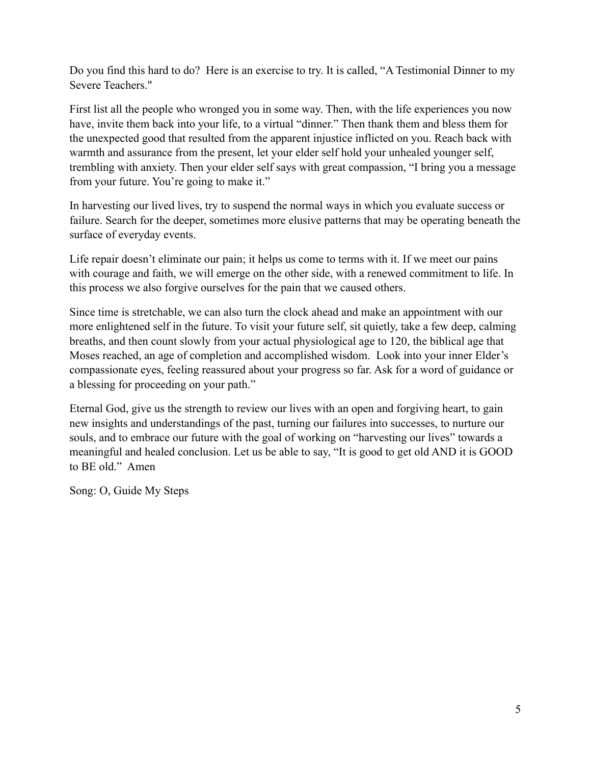Do you find this hard to do? Here is an exercise to try. It is called, "A Testimonial Dinner to my Severe Teachers."

First list all the people who wronged you in some way. Then, with the life experiences you now have, invite them back into your life, to a virtual "dinner." Then thank them and bless them for the unexpected good that resulted from the apparent injustice inflicted on you. Reach back with warmth and assurance from the present, let your elder self hold your unhealed younger self, trembling with anxiety. Then your elder self says with great compassion, "I bring you a message from your future. You're going to make it."

In harvesting our lived lives, try to suspend the normal ways in which you evaluate success or failure. Search for the deeper, sometimes more elusive patterns that may be operating beneath the surface of everyday events.

Life repair doesn't eliminate our pain; it helps us come to terms with it. If we meet our pains with courage and faith, we will emerge on the other side, with a renewed commitment to life. In this process we also forgive ourselves for the pain that we caused others.

Since time is stretchable, we can also turn the clock ahead and make an appointment with our more enlightened self in the future. To visit your future self, sit quietly, take a few deep, calming breaths, and then count slowly from your actual physiological age to 120, the biblical age that Moses reached, an age of completion and accomplished wisdom. Look into your inner Elder's compassionate eyes, feeling reassured about your progress so far. Ask for a word of guidance or a blessing for proceeding on your path."

Eternal God, give us the strength to review our lives with an open and forgiving heart, to gain new insights and understandings of the past, turning our failures into successes, to nurture our souls, and to embrace our future with the goal of working on "harvesting our lives" towards a meaningful and healed conclusion. Let us be able to say, "It is good to get old AND it is GOOD to BE old." Amen

Song: O, Guide My Steps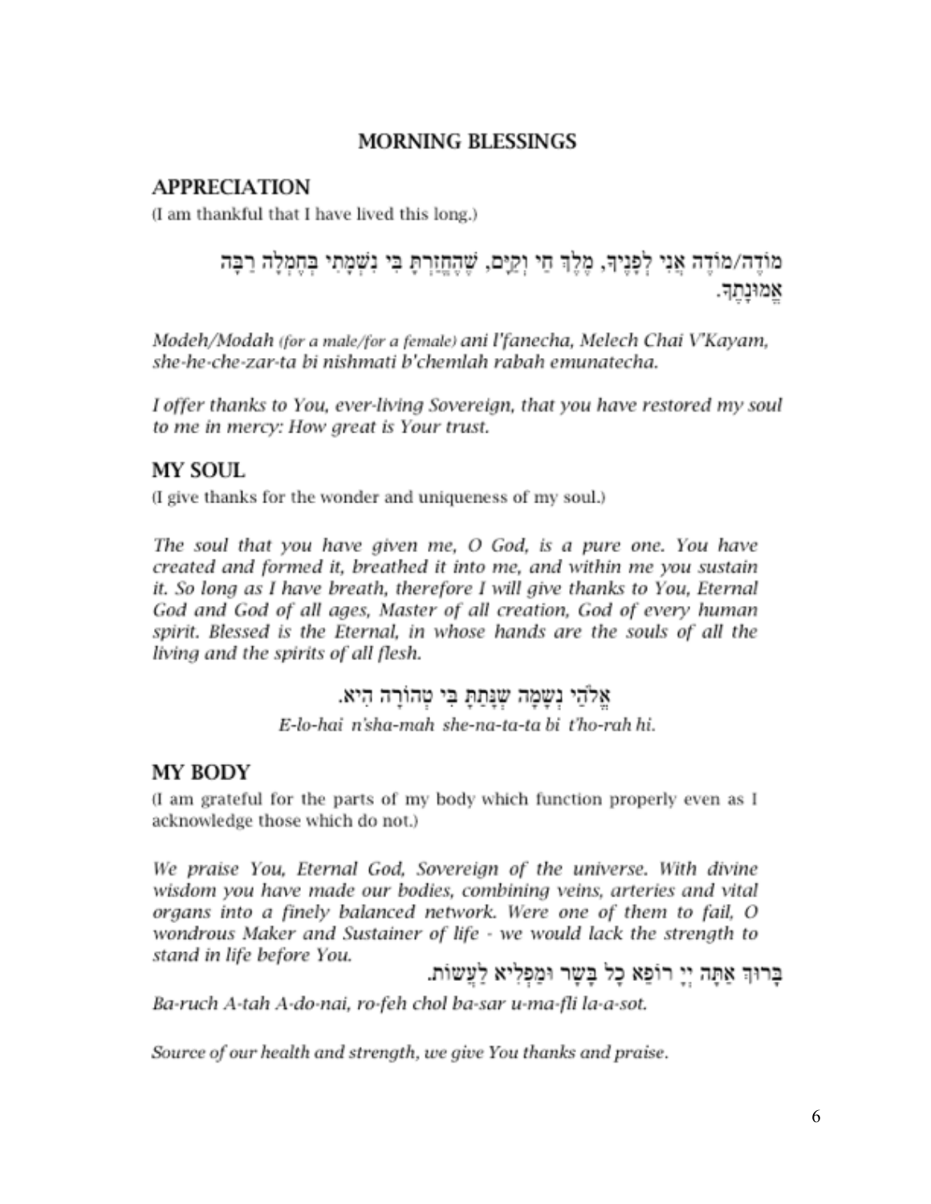# MORNING BLESSINGS

## APPRECIATION

(I am thankful that I have lived this long.)

מוֹדֶה/מוֹדָה אֲנִי לְפָנֶיךָ, מֶלֶךְ חַי וְקַיָּם, שֶׁהֶחֱזַרְתָּ בִּי נִשְׁמָתִי בְּחֶמְלָה רַבָּה אֱמוּנָתֶךָ.

*Modeh/Modah (for a male/for a female) ani l'fanecha, Melech Chai V'Kayam, she-he-che-zar-ta bi nishmati b'chemlah rabah emunatecha.*

*I offer thanks to You, ever-living Sovereign, that you have restored my soul to me in mercy: How great is Your trust.*

## MY SOUL

(I give thanks for the wonder and uniqueness of my soul.)

*The soul that you have given me, O God, is a pure one. You have created and formed it, breathed it into me, and within me you sustain it. So long as I have breath, therefore I will give thanks to You, Eternal God and God of all ages, Master of all creation, God of every human spirit. Blessed is the Eternal, in whose hands are the souls of all the living and the spirits of all flesh.*

אֱלֹהַי נְשָׁמָה שֶׁנָּתַתָּ בִּי טְהוֹרָה הִיא.

*E-lo-hai n'sha-mah she-na-ta-ta bi t'ho-rah hi.*

## MY BODY

(I am grateful for the parts of my body which function properly even as I acknowledge those which do not.)

*We praise You, Eternal God, Sovereign of the universe. With divine wisdom you have made our bodies, combining veins, arteries and vital organs into a finely balanced network. Were one of them to fail, O wondrous Maker and Sustainer of life - we would lack the strength to stand in life before You.*

בָּרוּךְ אַתָּה יְיָ רוֹפֵא כָל בָּשָׂר וּמַפְלִיא לַעֲשׂוֹת.

*Ba-ruch A-tah A-do-nai, ro-feh chol ba-sar u-ma-fli la-a-sot.*

*Source of our health and strength, we give You thanks and praise.*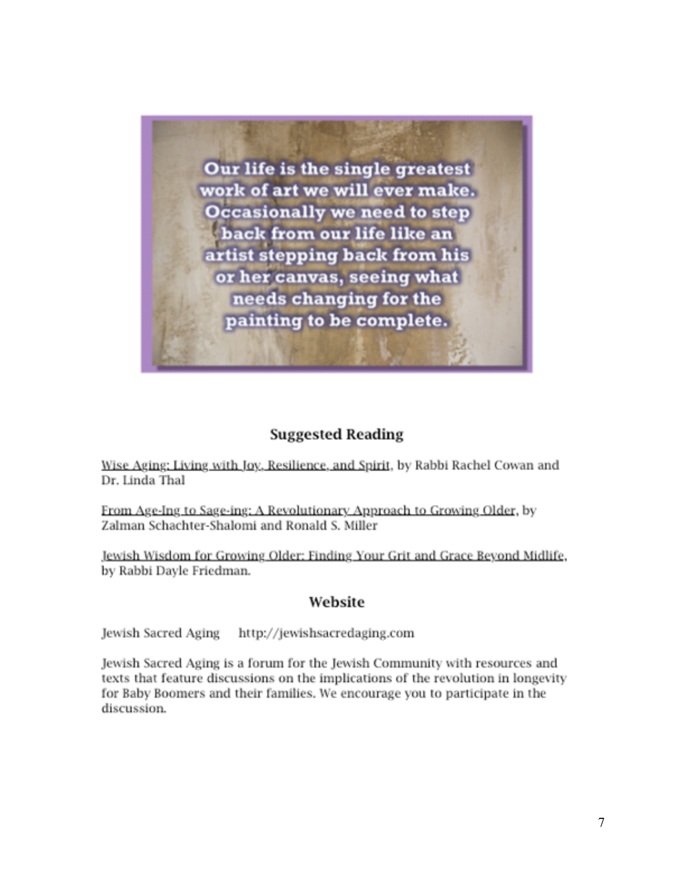Our life is the single greatest work of art we will ever make. Occasionally we need to step back from our life like an artist stepping back from his or her canvas, seeing what needs changing for the painting to be complete.

## Suggested Reading

Wise Aging: Living with Joy, Resilience, and Spirit, by Rabbi Rachel Cowan and Dr. Linda Thal

From Age-Ing to Sage-ing: A Revolutionary Approach to Growing Older, by Zalman Schachter-Shalomi and Ronald S. Miller

Jewish Wisdom for Growing Older: Finding Your Grit and Grace Beyond Midlife, by Rabbi Dayle Friedman.

## Website

Jewish Sacred Aging http://jewishsacredaging.com

Jewish Sacred Aging is a forum for the Jewish Community with resources and texts that feature discussions on the implications of the revolution in longevity for Baby Boomers and their families. We encourage you to participate in the discussion.